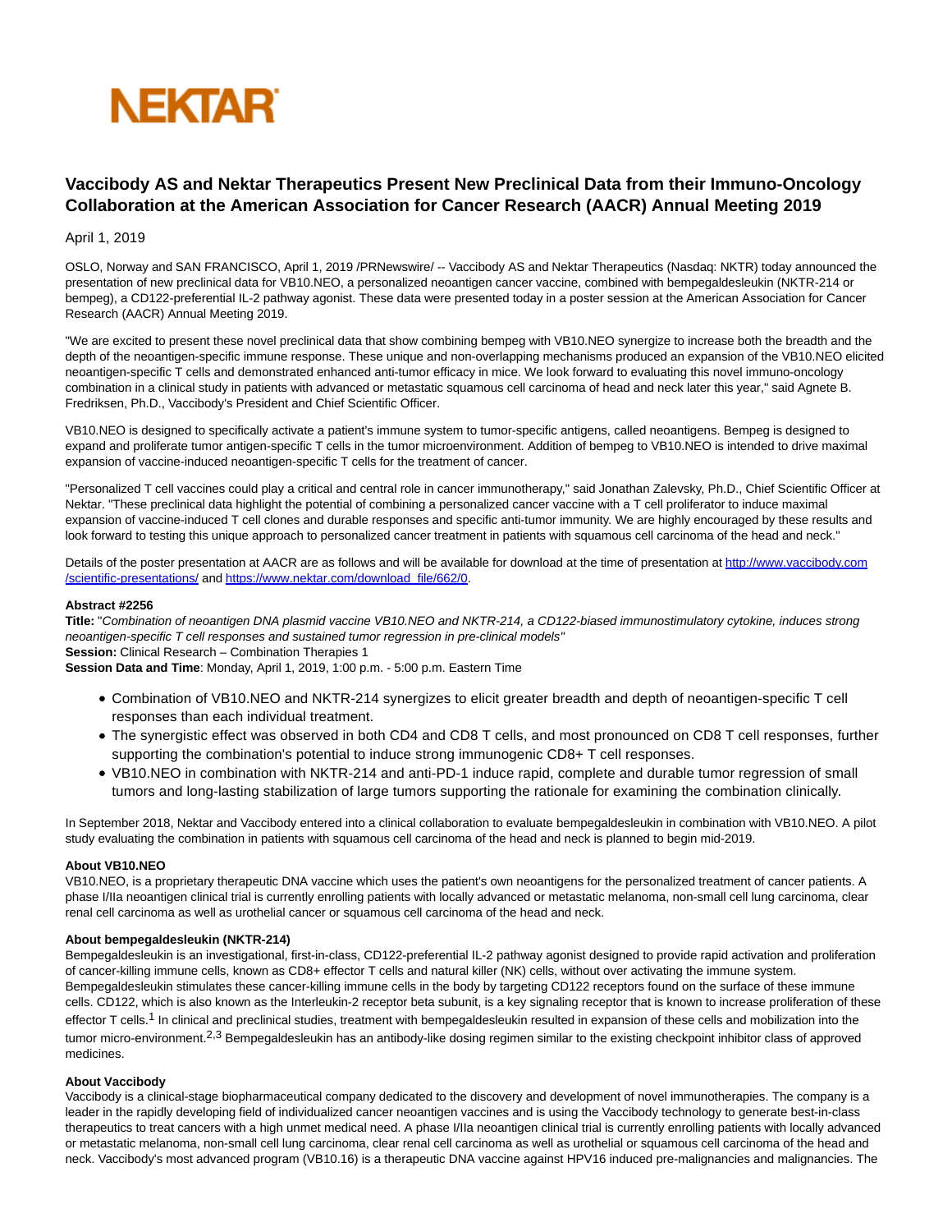NEKTAR

# Vaccibody AS and Nektar Therapeutics Present New Preclinical Data from their Immuno-Oncology Collaboration at the American Association for Cancer Research (AACR) Annual Meeting 2019

April 1, 2019

OSLO, Norway and SAN FRANCISCO, April 1, 2019 /PRNewswire/ -- Vaccibody AS and Nektar Therapeutics (Nasdaq: NKTR) today announced the presentation of new preclinical data for VB10.NEO, a personalized neoantigen cancer vaccine, combined with bempegaldesleukin (NKTR-214 or bempeg), a CD122-preferential IL-2 pathway agonist. These data were presented today in a poster session at the American Association for Cancer Research (AACR) Annual Meeting 2019.

"We are excited to present these novel preclinical data that show combining bempeg with VB10.NEO synergize to increase both the breadth and the depth of the neoantigen-specific immune response. These unique and non-overlapping mechanisms produced an expansion of the VB10.NEO elicited neoantigen-specific T cells and demonstrated enhanced anti-tumor efficacy in mice. We look forward to evaluating this novel immuno-oncology combination in a clinical study in patients with advanced or metastatic squamous cell carcinoma of head and neck later this year," said Agnete B. Fredriksen, Ph.D., Vaccibody's President and Chief Scientific Officer.

VB10.NEO is designed to specifically activate a patient's immune system to tumor-specific antigens, called neoantigens. Bempeg is designed to expand and proliferate tumor antigen-specific T cells in the tumor microenvironment. Addition of bempeg to VB10.NEO is intended to drive maximal expansion of vaccine-induced neoantigen-specific T cells for the treatment of cancer.

"Personalized T cell vaccines could play a critical and central role in cancer immunotherapy," said Jonathan Zalevsky, Ph.D., Chief Scientific Officer at Nektar. "These preclinical data highlight the potential of combining a personalized cancer vaccine with a T cell proliferator to induce maximal expansion of vaccine-induced T cell clones and durable responses and specific anti-tumor immunity. We are highly encouraged by these results and look forward to testing this unique approach to personalized cancer treatment in patients with squamous cell carcinoma of the head and neck."

Details of the poster presentation at AACR are as follows and will be available for download at the time of presentation at http://www.vaccibody.com/scientific-presentations/ and https://www.nektar.com/download_file/662/0.

**Abstract #2256**
**Title:** "*Combination of neoantigen DNA plasmid vaccine VB10.NEO and NKTR-214, a CD122-biased immunostimulatory cytokine, induces strong neoantigen-specific T cell responses and sustained tumor regression in pre-clinical models*"
**Session:** Clinical Research – Combination Therapies 1
**Session Data and Time**: Monday, April 1, 2019, 1:00 p.m. - 5:00 p.m. Eastern Time

- Combination of VB10.NEO and NKTR-214 synergizes to elicit greater breadth and depth of neoantigen-specific T cell responses than each individual treatment.
- The synergistic effect was observed in both CD4 and CD8 T cells, and most pronounced on CD8 T cell responses, further supporting the combination's potential to induce strong immunogenic CD8+ T cell responses.
- VB10.NEO in combination with NKTR-214 and anti-PD-1 induce rapid, complete and durable tumor regression of small tumors and long-lasting stabilization of large tumors supporting the rationale for examining the combination clinically.

In September 2018, Nektar and Vaccibody entered into a clinical collaboration to evaluate bempegaldesleukin in combination with VB10.NEO. A pilot study evaluating the combination in patients with squamous cell carcinoma of the head and neck is planned to begin mid-2019.

**About VB10.NEO**
VB10.NEO, is a proprietary therapeutic DNA vaccine which uses the patient's own neoantigens for the personalized treatment of cancer patients. A phase I/IIa neoantigen clinical trial is currently enrolling patients with locally advanced or metastatic melanoma, non-small cell lung carcinoma, clear renal cell carcinoma as well as urothelial cancer or squamous cell carcinoma of the head and neck.

**About bempegaldesleukin (NKTR-214)**
Bempegaldesleukin is an investigational, first-in-class, CD122-preferential IL-2 pathway agonist designed to provide rapid activation and proliferation of cancer-killing immune cells, known as CD8+ effector T cells and natural killer (NK) cells, without over activating the immune system. Bempegaldesleukin stimulates these cancer-killing immune cells in the body by targeting CD122 receptors found on the surface of these immune cells. CD122, which is also known as the Interleukin-2 receptor beta subunit, is a key signaling receptor that is known to increase proliferation of these effector T cells.[1] In clinical and preclinical studies, treatment with bempegaldesleukin resulted in expansion of these cells and mobilization into the tumor micro-environment.[2,3] Bempegaldesleukin has an antibody-like dosing regimen similar to the existing checkpoint inhibitor class of approved medicines.

**About Vaccibody**
Vaccibody is a clinical-stage biopharmaceutical company dedicated to the discovery and development of novel immunotherapies. The company is a leader in the rapidly developing field of individualized cancer neoantigen vaccines and is using the Vaccibody technology to generate best-in-class therapeutics to treat cancers with a high unmet medical need. A phase I/IIa neoantigen clinical trial is currently enrolling patients with locally advanced or metastatic melanoma, non-small cell lung carcinoma, clear renal cell carcinoma as well as urothelial or squamous cell carcinoma of the head and neck. Vaccibody's most advanced program (VB10.16) is a therapeutic DNA vaccine against HPV16 induced pre-malignancies and malignancies. The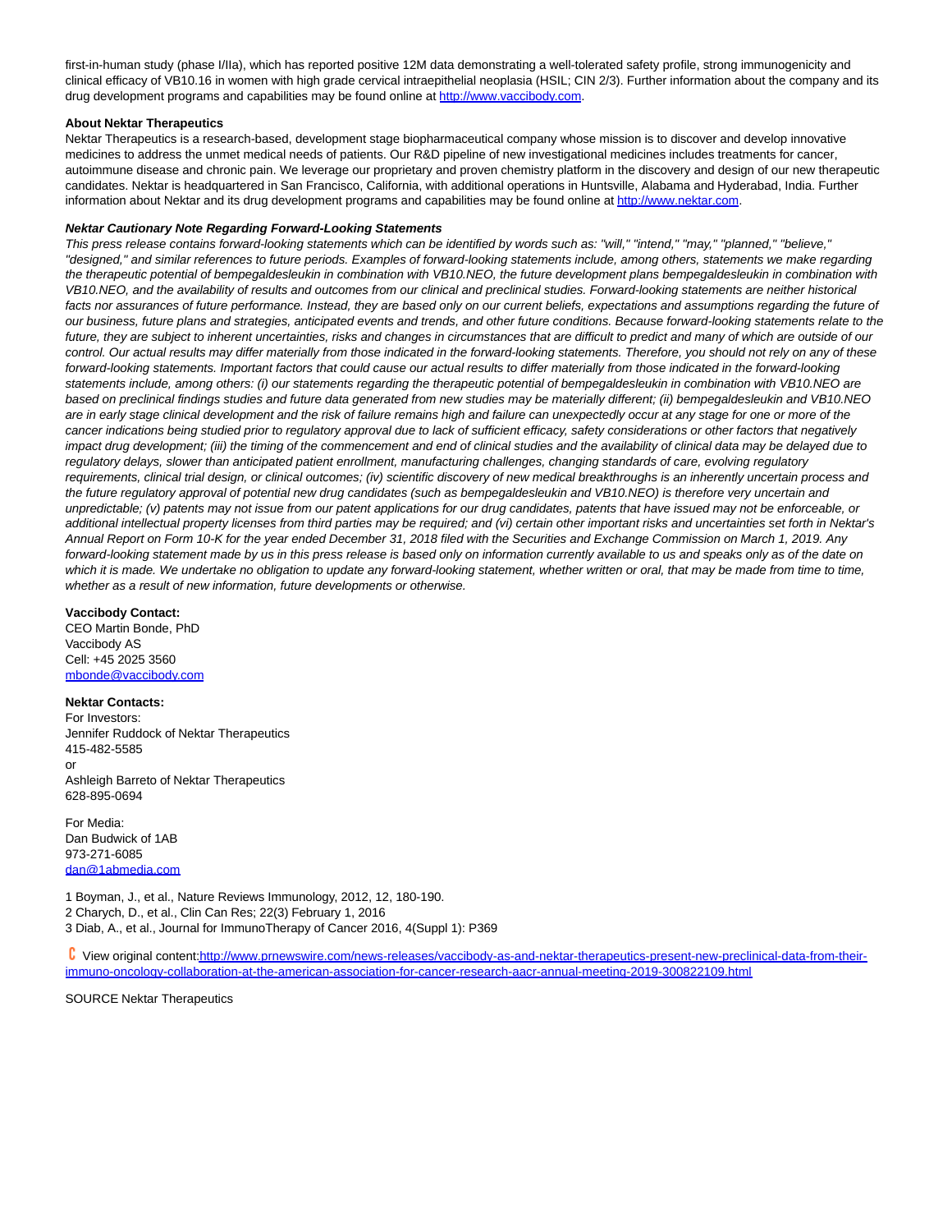first-in-human study (phase I/IIa), which has reported positive 12M data demonstrating a well-tolerated safety profile, strong immunogenicity and clinical efficacy of VB10.16 in women with high grade cervical intraepithelial neoplasia (HSIL; CIN 2/3). Further information about the company and its drug development programs and capabilities may be found online at http://www.vaccibody.com.

**About Nektar Therapeutics**

Nektar Therapeutics is a research-based, development stage biopharmaceutical company whose mission is to discover and develop innovative medicines to address the unmet medical needs of patients. Our R&D pipeline of new investigational medicines includes treatments for cancer, autoimmune disease and chronic pain. We leverage our proprietary and proven chemistry platform in the discovery and design of our new therapeutic candidates. Nektar is headquartered in San Francisco, California, with additional operations in Huntsville, Alabama and Hyderabad, India. Further information about Nektar and its drug development programs and capabilities may be found online at http://www.nektar.com.

***Nektar Cautionary Note Regarding Forward-Looking Statements***

*This press release contains forward-looking statements which can be identified by words such as: "will," "intend," "may," "planned," "believe," "designed," and similar references to future periods. Examples of forward-looking statements include, among others, statements we make regarding the therapeutic potential of bempegaldesleukin in combination with VB10.NEO, the future development plans bempegaldesleukin in combination with VB10.NEO, and the availability of results and outcomes from our clinical and preclinical studies. Forward-looking statements are neither historical facts nor assurances of future performance. Instead, they are based only on our current beliefs, expectations and assumptions regarding the future of our business, future plans and strategies, anticipated events and trends, and other future conditions. Because forward-looking statements relate to the future, they are subject to inherent uncertainties, risks and changes in circumstances that are difficult to predict and many of which are outside of our control. Our actual results may differ materially from those indicated in the forward-looking statements. Therefore, you should not rely on any of these forward-looking statements. Important factors that could cause our actual results to differ materially from those indicated in the forward-looking statements include, among others: (i) our statements regarding the therapeutic potential of bempegaldesleukin in combination with VB10.NEO are based on preclinical findings studies and future data generated from new studies may be materially different; (ii) bempegaldesleukin and VB10.NEO are in early stage clinical development and the risk of failure remains high and failure can unexpectedly occur at any stage for one or more of the cancer indications being studied prior to regulatory approval due to lack of sufficient efficacy, safety considerations or other factors that negatively impact drug development; (iii) the timing of the commencement and end of clinical studies and the availability of clinical data may be delayed due to regulatory delays, slower than anticipated patient enrollment, manufacturing challenges, changing standards of care, evolving regulatory requirements, clinical trial design, or clinical outcomes; (iv) scientific discovery of new medical breakthroughs is an inherently uncertain process and the future regulatory approval of potential new drug candidates (such as bempegaldesleukin and VB10.NEO) is therefore very uncertain and unpredictable; (v) patents may not issue from our patent applications for our drug candidates, patents that have issued may not be enforceable, or additional intellectual property licenses from third parties may be required; and (vi) certain other important risks and uncertainties set forth in Nektar's Annual Report on Form 10-K for the year ended December 31, 2018 filed with the Securities and Exchange Commission on March 1, 2019. Any forward-looking statement made by us in this press release is based only on information currently available to us and speaks only as of the date on which it is made. We undertake no obligation to update any forward-looking statement, whether written or oral, that may be made from time to time, whether as a result of new information, future developments or otherwise.*

**Vaccibody Contact:**
CEO Martin Bonde, PhD
Vaccibody AS
Cell: +45 2025 3560
mbonde@vaccibody.com

**Nektar Contacts:**
For Investors:
Jennifer Ruddock of Nektar Therapeutics
415-482-5585
or
Ashleigh Barreto of Nektar Therapeutics
628-895-0694

For Media:
Dan Budwick of 1AB
973-271-6085
dan@1abmedia.com

1 Boyman, J., et al., Nature Reviews Immunology, 2012, 12, 180-190.
2 Charych, D., et al., Clin Can Res; 22(3) February 1, 2016
3 Diab, A., et al., Journal for ImmunoTherapy of Cancer 2016, 4(Suppl 1): P369

View original content:http://www.prnewswire.com/news-releases/vaccibody-as-and-nektar-therapeutics-present-new-preclinical-data-from-their-immuno-oncology-collaboration-at-the-american-association-for-cancer-research-aacr-annual-meeting-2019-300822109.html

SOURCE Nektar Therapeutics